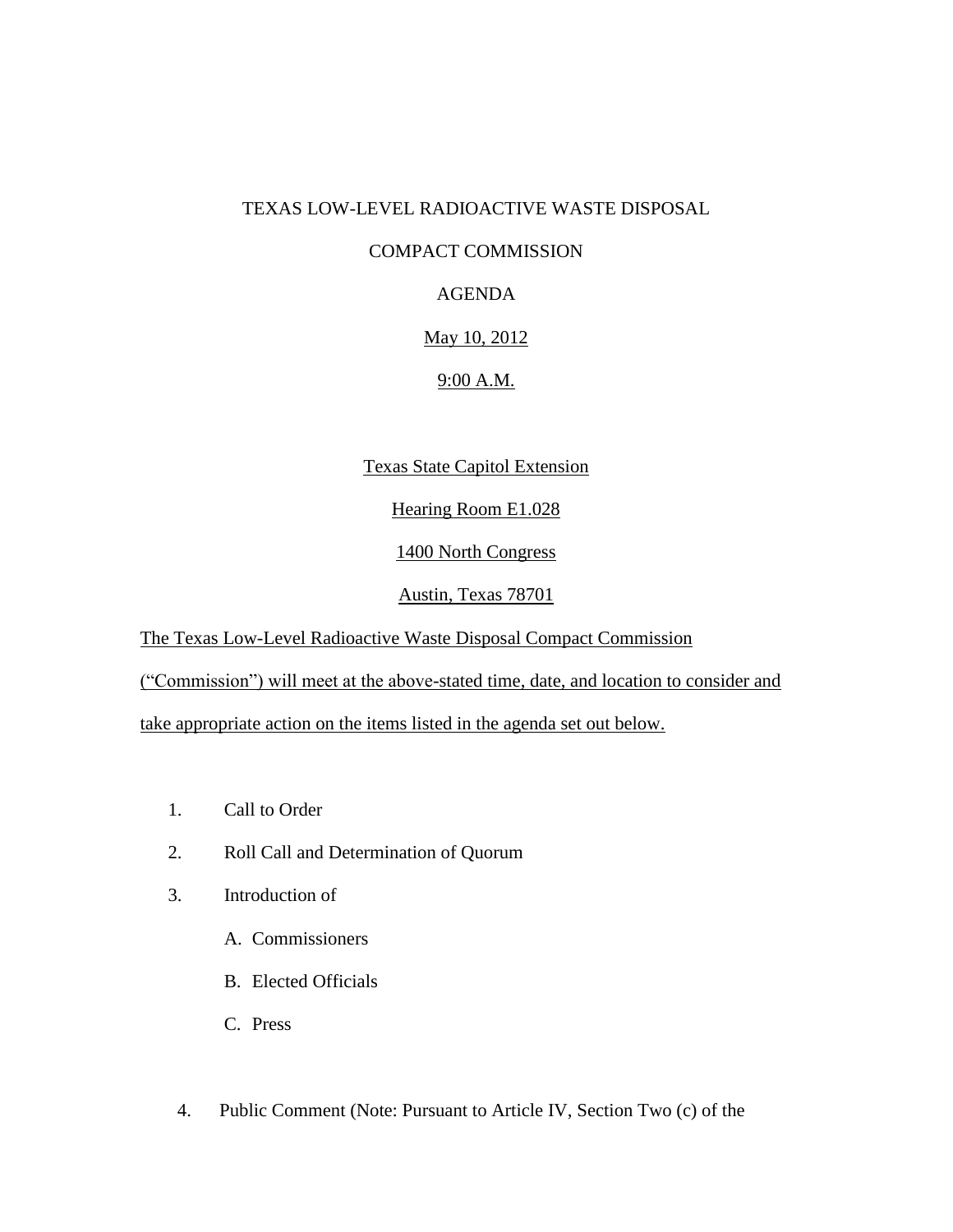TEXAS LOW-LEVEL RADIOACTIVE WASTE DISPOSAL

COMPACT COMMISSION

AGENDA

May 10, 2012

9:00 A.M.

Texas State Capitol Extension

Hearing Room E1.028

1400 North Congress

Austin, Texas 78701

The Texas Low-Level Radioactive Waste Disposal Compact Commission ("Commission") will meet at the above-stated time, date, and location to consider and take appropriate action on the items listed in the agenda set out below.

1. Call to Order
2. Roll Call and Determination of Quorum
3. Introduction of
   - A. Commissioners
   - B. Elected Officials
   - C. Press
4. Public Comment (Note: Pursuant to Article IV, Section Two (c) of the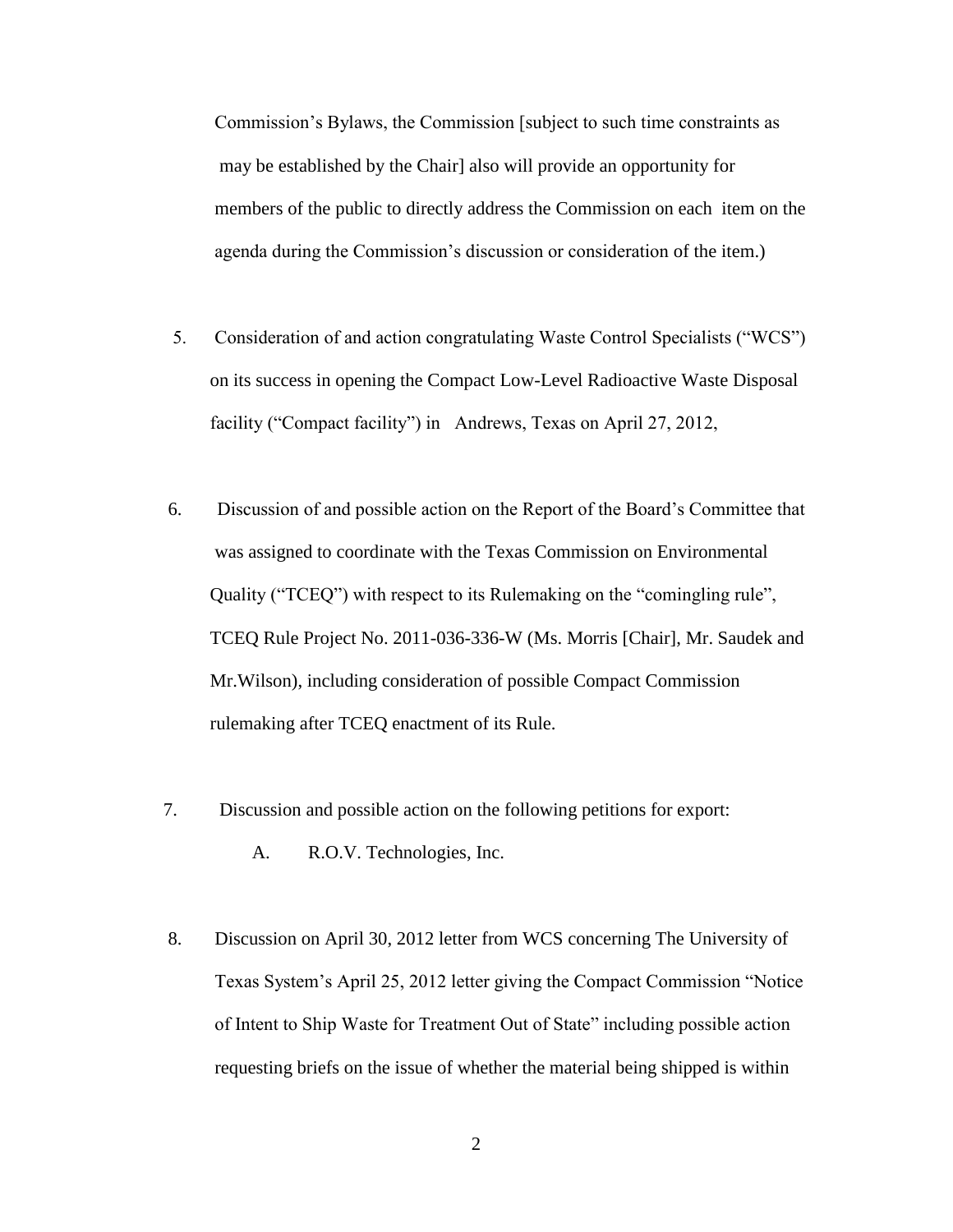Commission's Bylaws, the Commission [subject to such time constraints as may be established by the Chair] also will provide an opportunity for members of the public to directly address the Commission on each item on the agenda during the Commission's discussion or consideration of the item.)

5. Consideration of and action congratulating Waste Control Specialists ("WCS") on its success in opening the Compact Low-Level Radioactive Waste Disposal facility ("Compact facility") in Andrews, Texas on April 27, 2012,

6. Discussion of and possible action on the Report of the Board's Committee that was assigned to coordinate with the Texas Commission on Environmental Quality ("TCEQ") with respect to its Rulemaking on the "comingling rule", TCEQ Rule Project No. 2011-036-336-W (Ms. Morris [Chair], Mr. Saudek and Mr.Wilson), including consideration of possible Compact Commission rulemaking after TCEQ enactment of its Rule.

7. Discussion and possible action on the following petitions for export:

   A. R.O.V. Technologies, Inc.

8. Discussion on April 30, 2012 letter from WCS concerning The University of Texas System's April 25, 2012 letter giving the Compact Commission "Notice of Intent to Ship Waste for Treatment Out of State" including possible action requesting briefs on the issue of whether the material being shipped is within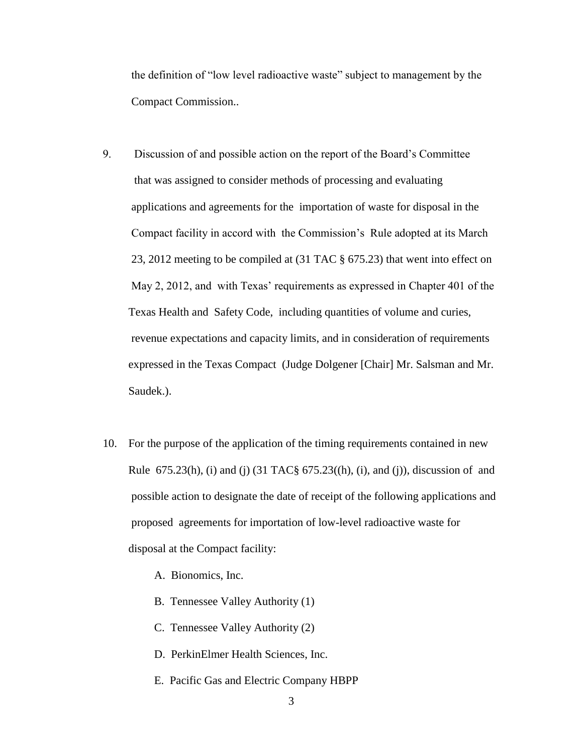the definition of "low level radioactive waste" subject to management by the Compact Commission..

9. Discussion of and possible action on the report of the Board's Committee that was assigned to consider methods of processing and evaluating applications and agreements for the importation of waste for disposal in the Compact facility in accord with the Commission's Rule adopted at its March 23, 2012 meeting to be compiled at (31 TAC § 675.23) that went into effect on May 2, 2012, and with Texas' requirements as expressed in Chapter 401 of the Texas Health and Safety Code, including quantities of volume and curies, revenue expectations and capacity limits, and in consideration of requirements expressed in the Texas Compact (Judge Dolgener [Chair] Mr. Salsman and Mr. Saudek.).

10. For the purpose of the application of the timing requirements contained in new Rule 675.23(h), (i) and (j) (31 TAC§ 675.23((h), (i), and (j)), discussion of and possible action to designate the date of receipt of the following applications and proposed agreements for importation of low-level radioactive waste for disposal at the Compact facility:

    A. Bionomics, Inc.

    B. Tennessee Valley Authority (1)

    C. Tennessee Valley Authority (2)

    D. PerkinElmer Health Sciences, Inc.

    E. Pacific Gas and Electric Company HBPP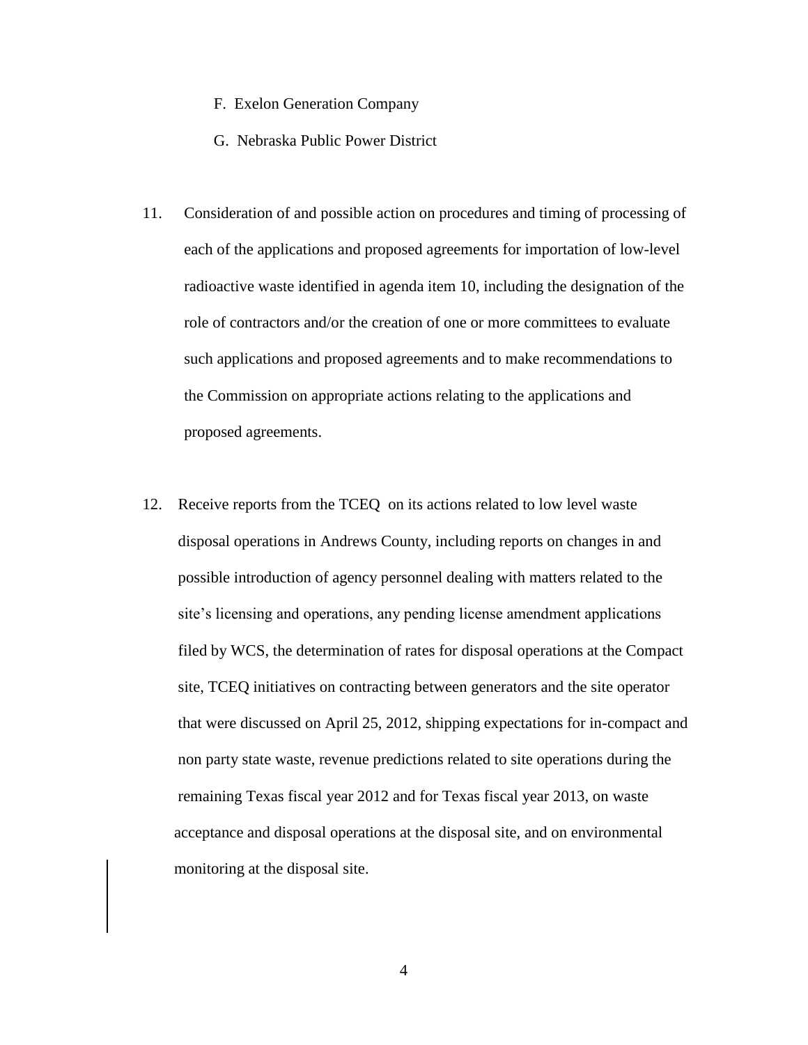F. Exelon Generation Company

G. Nebraska Public Power District

11. Consideration of and possible action on procedures and timing of processing of each of the applications and proposed agreements for importation of low-level radioactive waste identified in agenda item 10, including the designation of the role of contractors and/or the creation of one or more committees to evaluate such applications and proposed agreements and to make recommendations to the Commission on appropriate actions relating to the applications and proposed agreements.

12. Receive reports from the TCEQ on its actions related to low level waste disposal operations in Andrews County, including reports on changes in and possible introduction of agency personnel dealing with matters related to the site's licensing and operations, any pending license amendment applications filed by WCS, the determination of rates for disposal operations at the Compact site, TCEQ initiatives on contracting between generators and the site operator that were discussed on April 25, 2012, shipping expectations for in-compact and non party state waste, revenue predictions related to site operations during the remaining Texas fiscal year 2012 and for Texas fiscal year 2013, on waste acceptance and disposal operations at the disposal site, and on environmental monitoring at the disposal site.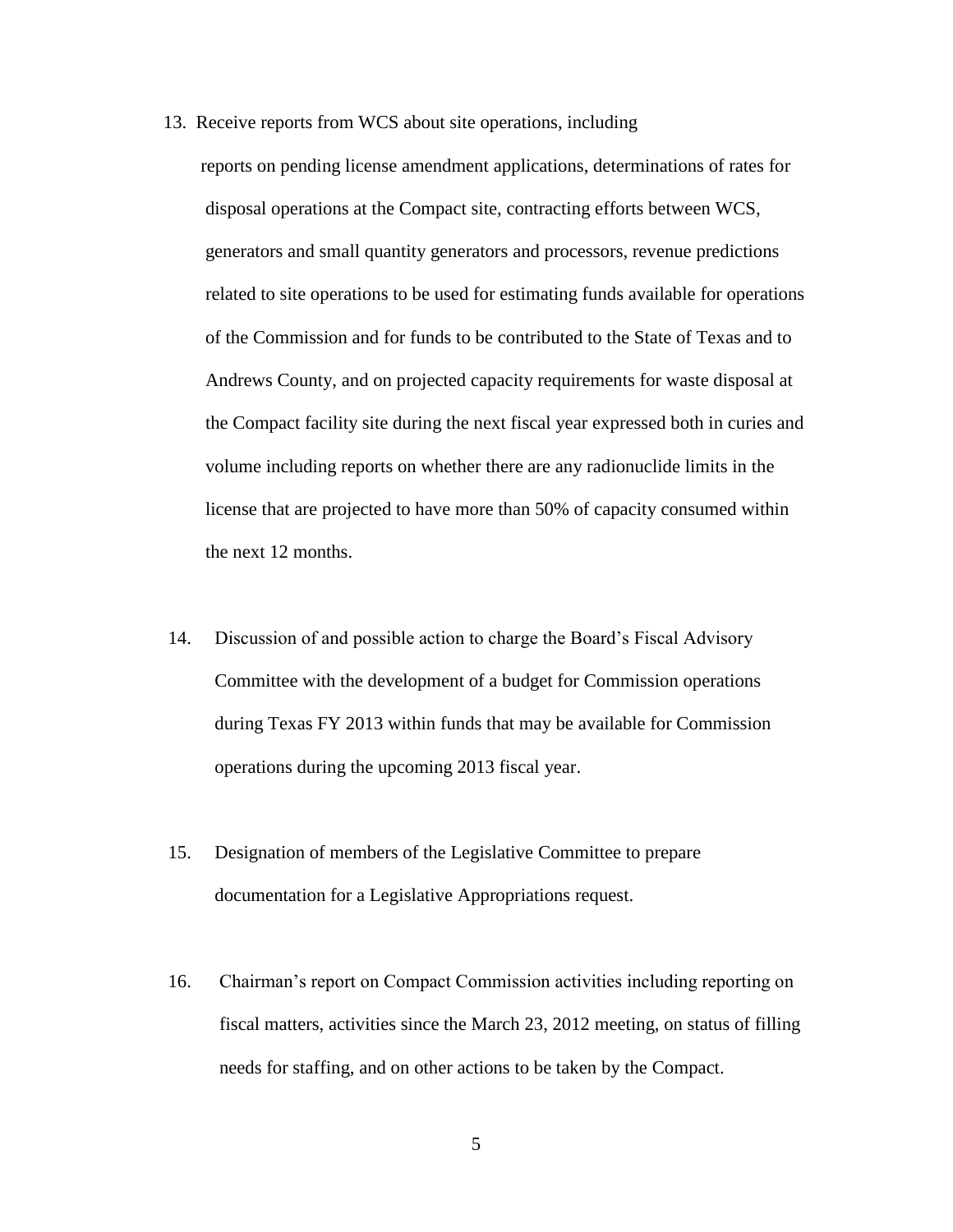13. Receive reports from WCS about site operations, including reports on pending license amendment applications, determinations of rates for disposal operations at the Compact site, contracting efforts between WCS, generators and small quantity generators and processors, revenue predictions related to site operations to be used for estimating funds available for operations of the Commission and for funds to be contributed to the State of Texas and to Andrews County, and on projected capacity requirements for waste disposal at the Compact facility site during the next fiscal year expressed both in curies and volume including reports on whether there are any radionuclide limits in the license that are projected to have more than 50% of capacity consumed within the next 12 months.

14. Discussion of and possible action to charge the Board's Fiscal Advisory Committee with the development of a budget for Commission operations during Texas FY 2013 within funds that may be available for Commission operations during the upcoming 2013 fiscal year.

15. Designation of members of the Legislative Committee to prepare documentation for a Legislative Appropriations request.

16. Chairman's report on Compact Commission activities including reporting on fiscal matters, activities since the March 23, 2012 meeting, on status of filling needs for staffing, and on other actions to be taken by the Compact.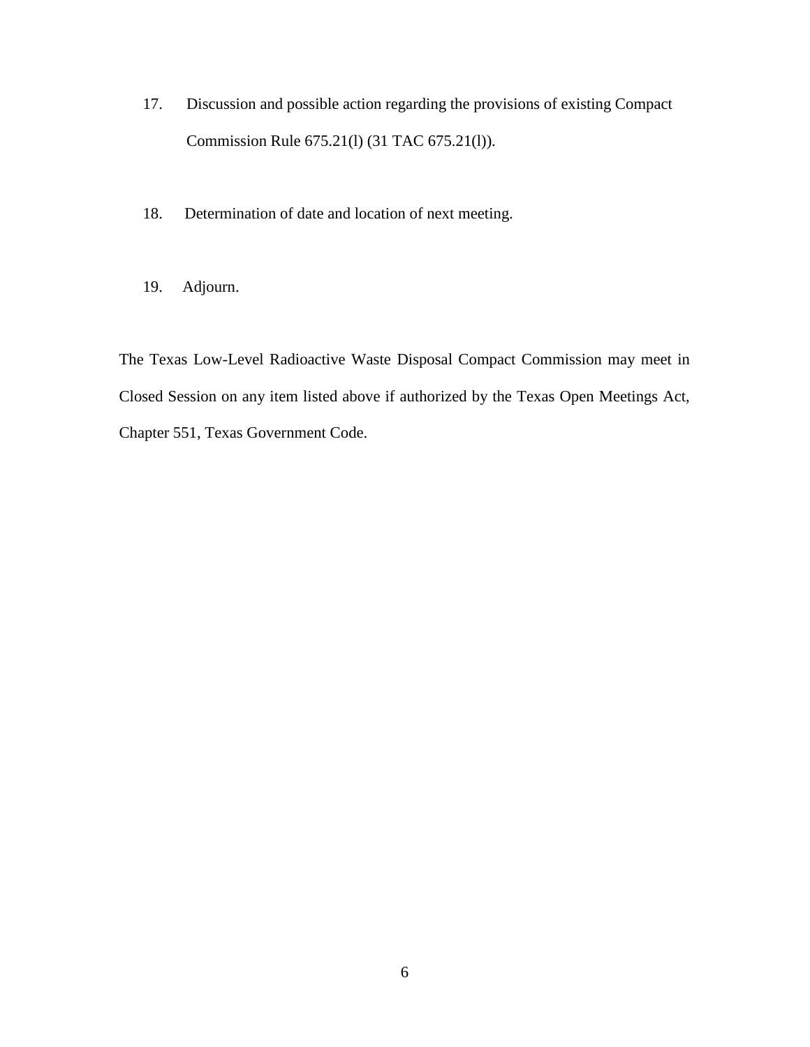17. Discussion and possible action regarding the provisions of existing Compact Commission Rule 675.21(l) (31 TAC 675.21(l)).

18. Determination of date and location of next meeting.

19. Adjourn.

The Texas Low-Level Radioactive Waste Disposal Compact Commission may meet in Closed Session on any item listed above if authorized by the Texas Open Meetings Act, Chapter 551, Texas Government Code.